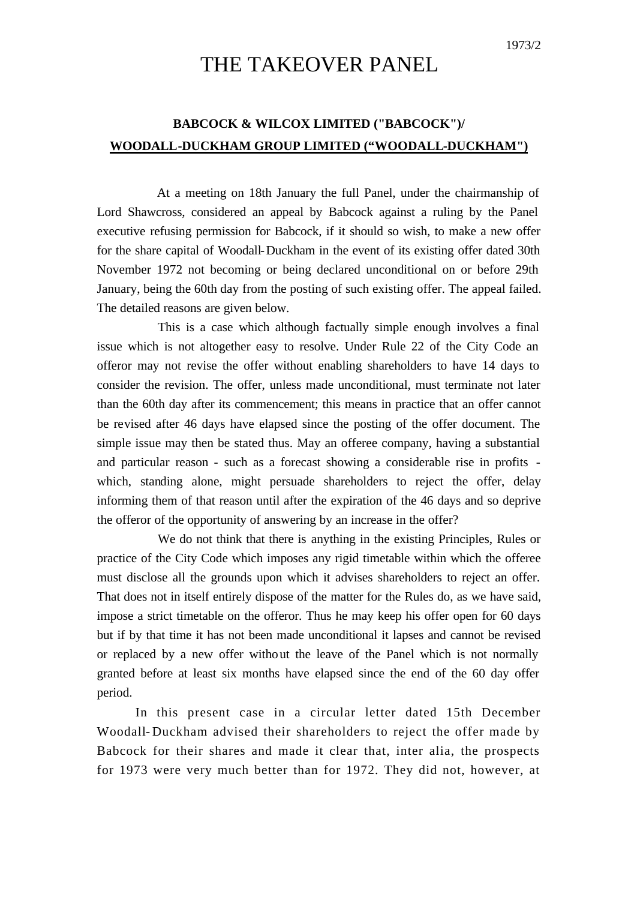1973/2

# THE TAKEOVER PANEL

## BABCOCK & WILCOX LIMITED ("BABCOCK")/ WOODALL-DUCKHAM GROUP LIMITED ("WOODALL-DUCKHAM")

At a meeting on 18th January the full Panel, under the chairmanship of Lord Shawcross, considered an appeal by Babcock against a ruling by the Panel executive refusing permission for Babcock, if it should so wish, to make a new offer for the share capital of Woodall-Duckham in the event of its existing offer dated 30th November 1972 not becoming or being declared unconditional on or before 29th January, being the 60th day from the posting of such existing offer. The appeal failed. The detailed reasons are given below.

This is a case which although factually simple enough involves a final issue which is not altogether easy to resolve. Under Rule 22 of the City Code an offeror may not revise the offer without enabling shareholders to have 14 days to consider the revision. The offer, unless made unconditional, must terminate not later than the 60th day after its commencement; this means in practice that an offer cannot be revised after 46 days have elapsed since the posting of the offer document. The simple issue may then be stated thus. May an offeree company, having a substantial and particular reason - such as a forecast showing a considerable rise in profits - which, standing alone, might persuade shareholders to reject the offer, delay informing them of that reason until after the expiration of the 46 days and so deprive the offeror of the opportunity of answering by an increase in the offer?

We do not think that there is anything in the existing Principles, Rules or practice of the City Code which imposes any rigid timetable within which the offeree must disclose all the grounds upon which it advises shareholders to reject an offer. That does not in itself entirely dispose of the matter for the Rules do, as we have said, impose a strict timetable on the offeror. Thus he may keep his offer open for 60 days but if by that time it has not been made unconditional it lapses and cannot be revised or replaced by a new offer without the leave of the Panel which is not normally granted before at least six months have elapsed since the end of the 60 day offer period.

In this present case in a circular letter dated 15th December Woodall-Duckham advised their shareholders to reject the offer made by Babcock for their shares and made it clear that, inter alia, the prospects for 1973 were very much better than for 1972. They did not, however, at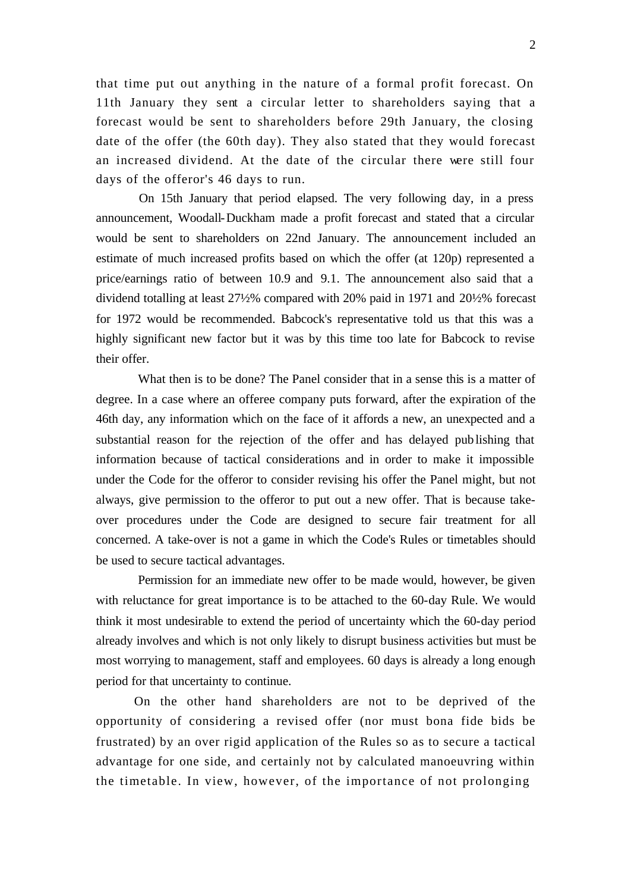that time put out anything in the nature of a formal profit forecast. On 11th January they sent a circular letter to shareholders saying that a forecast would be sent to shareholders before 29th January, the closing date of the offer (the 60th day). They also stated that they would forecast an increased dividend. At the date of the circular there were still four days of the offeror's 46 days to run.

On 15th January that period elapsed. The very following day, in a press announcement, Woodall-Duckham made a profit forecast and stated that a circular would be sent to shareholders on 22nd January. The announcement included an estimate of much increased profits based on which the offer (at 120p) represented a price/earnings ratio of between 10.9 and 9.1. The announcement also said that a dividend totalling at least 27½% compared with 20% paid in 1971 and 20½% forecast for 1972 would be recommended. Babcock's representative told us that this was a highly significant new factor but it was by this time too late for Babcock to revise their offer.

What then is to be done? The Panel consider that in a sense this is a matter of degree. In a case where an offeree company puts forward, after the expiration of the 46th day, any information which on the face of it affords a new, an unexpected and a substantial reason for the rejection of the offer and has delayed publishing that information because of tactical considerations and in order to make it impossible under the Code for the offeror to consider revising his offer the Panel might, but not always, give permission to the offeror to put out a new offer. That is because take-over procedures under the Code are designed to secure fair treatment for all concerned. A take-over is not a game in which the Code's Rules or timetables should be used to secure tactical advantages.

Permission for an immediate new offer to be made would, however, be given with reluctance for great importance is to be attached to the 60-day Rule. We would think it most undesirable to extend the period of uncertainty which the 60-day period already involves and which is not only likely to disrupt business activities but must be most worrying to management, staff and employees. 60 days is already a long enough period for that uncertainty to continue.

On the other hand shareholders are not to be deprived of the opportunity of considering a revised offer (nor must bona fide bids be frustrated) by an over rigid application of the Rules so as to secure a tactical advantage for one side, and certainly not by calculated manoeuvring within the timetable. In view, however, of the importance of not prolonging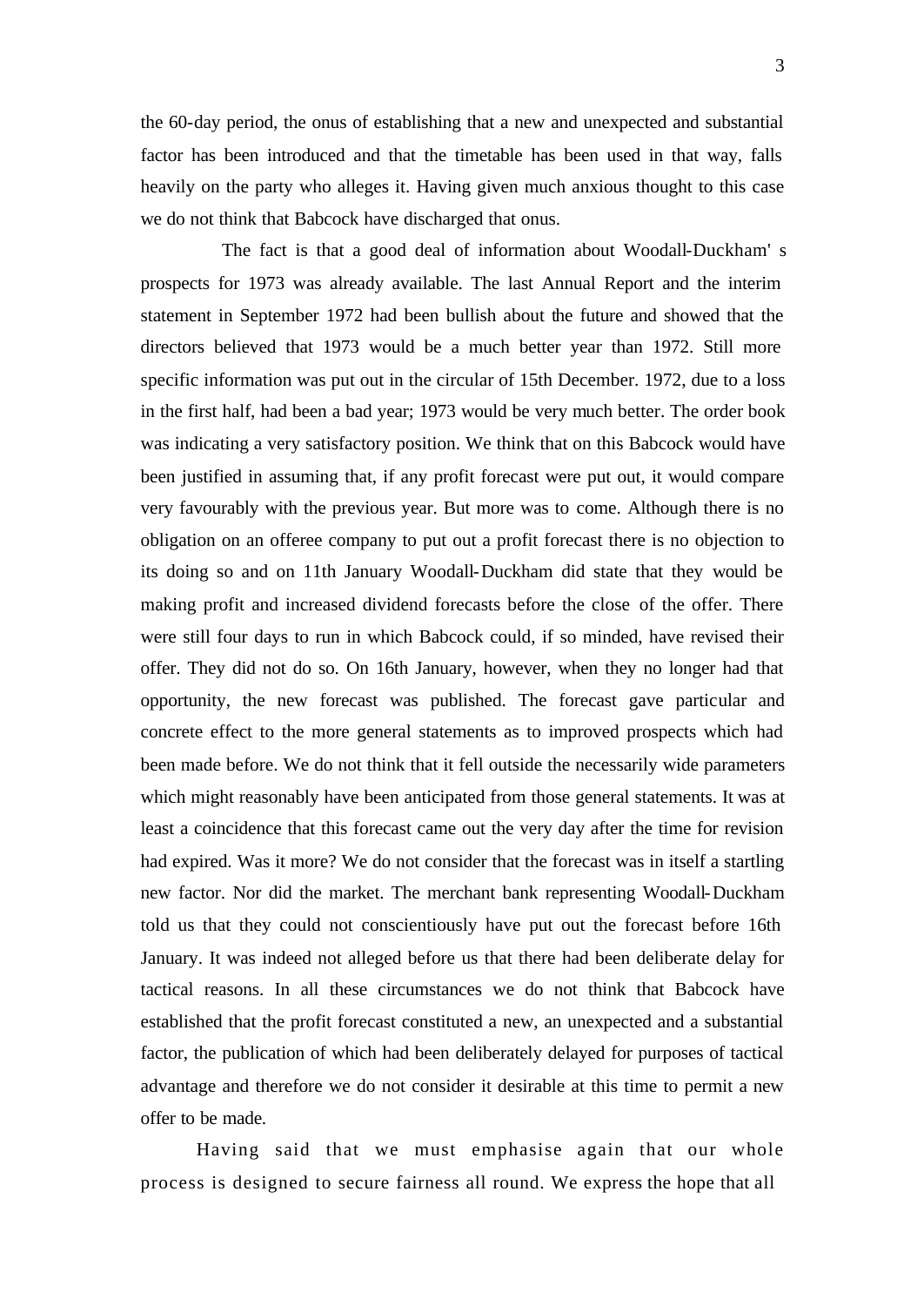the 60-day period, the onus of establishing that a new and unexpected and substantial factor has been introduced and that the timetable has been used in that way, falls heavily on the party who alleges it. Having given much anxious thought to this case we do not think that Babcock have discharged that onus.

The fact is that a good deal of information about Woodall-Duckham's prospects for 1973 was already available. The last Annual Report and the interim statement in September 1972 had been bullish about the future and showed that the directors believed that 1973 would be a much better year than 1972. Still more specific information was put out in the circular of 15th December. 1972, due to a loss in the first half, had been a bad year; 1973 would be very much better. The order book was indicating a very satisfactory position. We think that on this Babcock would have been justified in assuming that, if any profit forecast were put out, it would compare very favourably with the previous year. But more was to come. Although there is no obligation on an offeree company to put out a profit forecast there is no objection to its doing so and on 11th January Woodall-Duckham did state that they would be making profit and increased dividend forecasts before the close of the offer. There were still four days to run in which Babcock could, if so minded, have revised their offer. They did not do so. On 16th January, however, when they no longer had that opportunity, the new forecast was published. The forecast gave particular and concrete effect to the more general statements as to improved prospects which had been made before. We do not think that it fell outside the necessarily wide parameters which might reasonably have been anticipated from those general statements. It was at least a coincidence that this forecast came out the very day after the time for revision had expired. Was it more? We do not consider that the forecast was in itself a startling new factor. Nor did the market. The merchant bank representing Woodall-Duckham told us that they could not conscientiously have put out the forecast before 16th January. It was indeed not alleged before us that there had been deliberate delay for tactical reasons. In all these circumstances we do not think that Babcock have established that the profit forecast constituted a new, an unexpected and a substantial factor, the publication of which had been deliberately delayed for purposes of tactical advantage and therefore we do not consider it desirable at this time to permit a new offer to be made.

Having said that we must emphasise again that our whole process is designed to secure fairness all round. We express the hope that all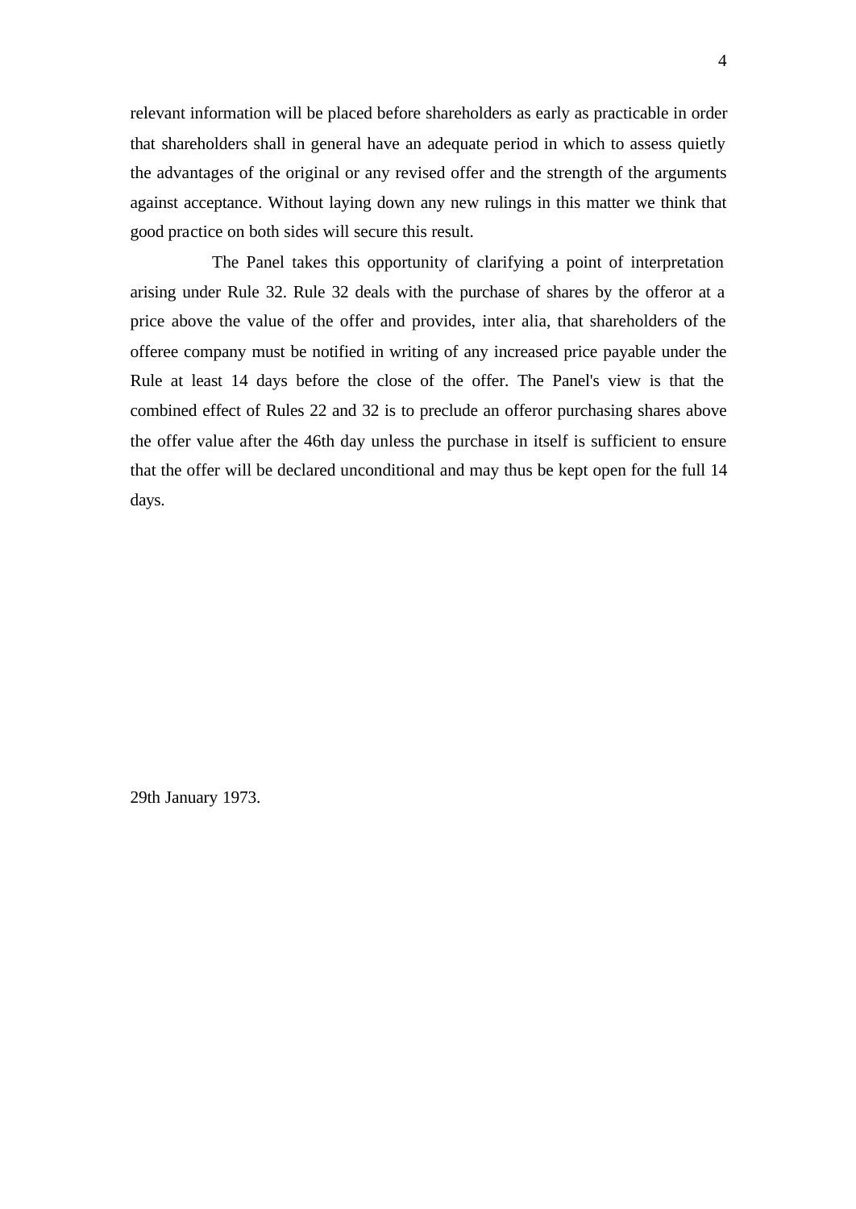relevant information will be placed before shareholders as early as practicable in order that shareholders shall in general have an adequate period in which to assess quietly the advantages of the original or any revised offer and the strength of the arguments against acceptance. Without laying down any new rulings in this matter we think that good practice on both sides will secure this result.

The Panel takes this opportunity of clarifying a point of interpretation arising under Rule 32. Rule 32 deals with the purchase of shares by the offeror at a price above the value of the offer and provides, inter alia, that shareholders of the offeree company must be notified in writing of any increased price payable under the Rule at least 14 days before the close of the offer. The Panel's view is that the combined effect of Rules 22 and 32 is to preclude an offeror purchasing shares above the offer value after the 46th day unless the purchase in itself is sufficient to ensure that the offer will be declared unconditional and may thus be kept open for the full 14 days.

29th January 1973.